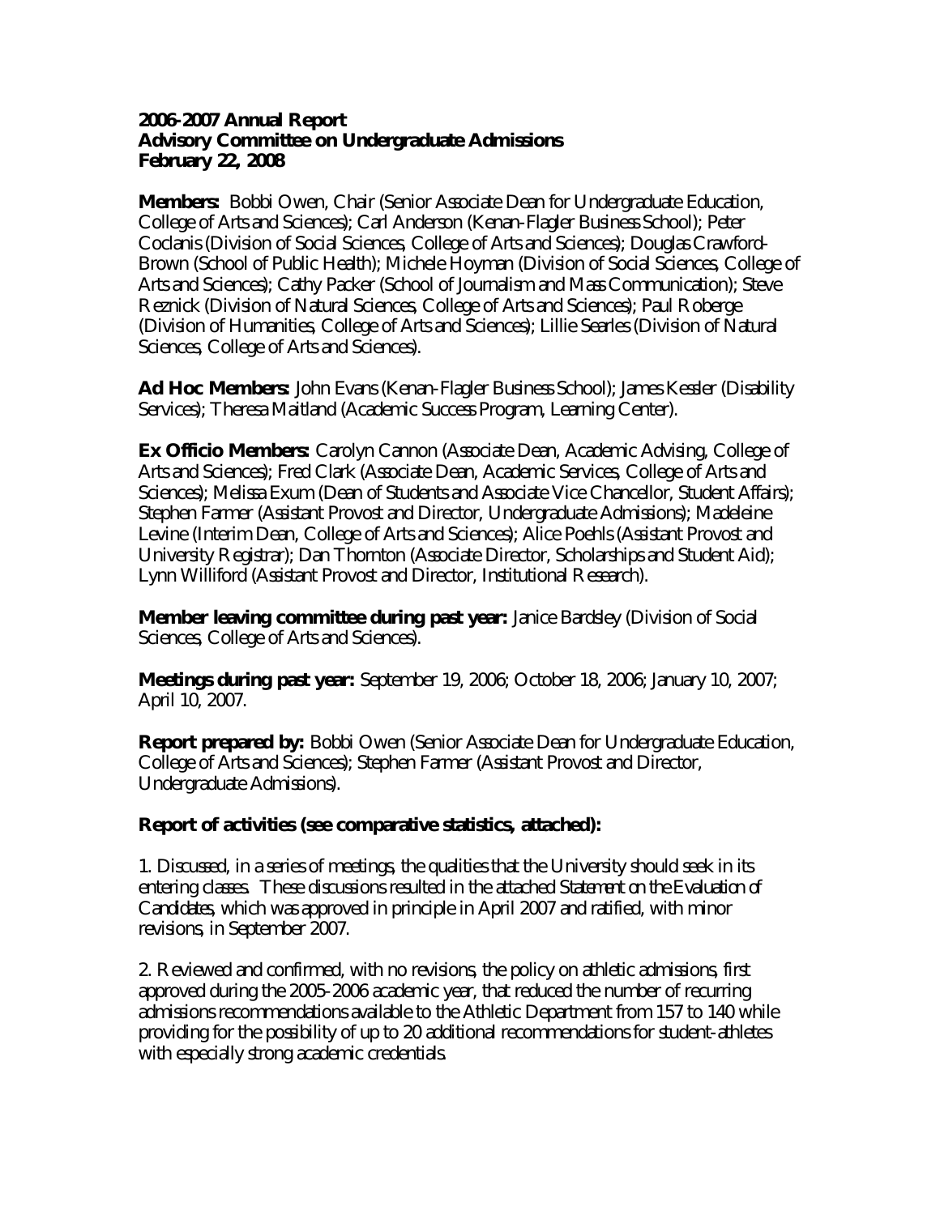**2006-2007 Annual Report**
**Advisory Committee on Undergraduate Admissions**
**February 22, 2008**

**Members:** Bobbi Owen, Chair (Senior Associate Dean for Undergraduate Education, College of Arts and Sciences); Carl Anderson (Kenan-Flagler Business School); Peter Coclanis (Division of Social Sciences, College of Arts and Sciences); Douglas Crawford-Brown (School of Public Health); Michele Hoyman (Division of Social Sciences, College of Arts and Sciences); Cathy Packer (School of Journalism and Mass Communication); Steve Reznick (Division of Natural Sciences, College of Arts and Sciences); Paul Roberge (Division of Humanities, College of Arts and Sciences); Lillie Searles (Division of Natural Sciences, College of Arts and Sciences).

**Ad Hoc Members:** John Evans (Kenan-Flagler Business School); James Kessler (Disability Services); Theresa Maitland (Academic Success Program, Learning Center).

**Ex Officio Members:** Carolyn Cannon (Associate Dean, Academic Advising, College of Arts and Sciences); Fred Clark (Associate Dean, Academic Services, College of Arts and Sciences); Melissa Exum (Dean of Students and Associate Vice Chancellor, Student Affairs); Stephen Farmer (Assistant Provost and Director, Undergraduate Admissions); Madeleine Levine (Interim Dean, College of Arts and Sciences); Alice Poehls (Assistant Provost and University Registrar); Dan Thornton (Associate Director, Scholarships and Student Aid); Lynn Williford (Assistant Provost and Director, Institutional Research).

**Member leaving committee during past year:** Janice Bardsley (Division of Social Sciences, College of Arts and Sciences).

**Meetings during past year:** September 19, 2006; October 18, 2006; January 10, 2007; April 10, 2007.

**Report prepared by:** Bobbi Owen (Senior Associate Dean for Undergraduate Education, College of Arts and Sciences); Stephen Farmer (Assistant Provost and Director, Undergraduate Admissions).

**Report of activities (see comparative statistics, attached):**

1. Discussed, in a series of meetings, the qualities that the University should seek in its entering classes. These discussions resulted in the attached *Statement on the Evaluation of Candidates*, which was approved in principle in April 2007 and ratified, with minor revisions, in September 2007.

2. Reviewed and confirmed, with no revisions, the policy on athletic admissions, first approved during the 2005-2006 academic year, that reduced the number of recurring admissions recommendations available to the Athletic Department from 157 to 140 while providing for the possibility of up to 20 additional recommendations for student-athletes with especially strong academic credentials.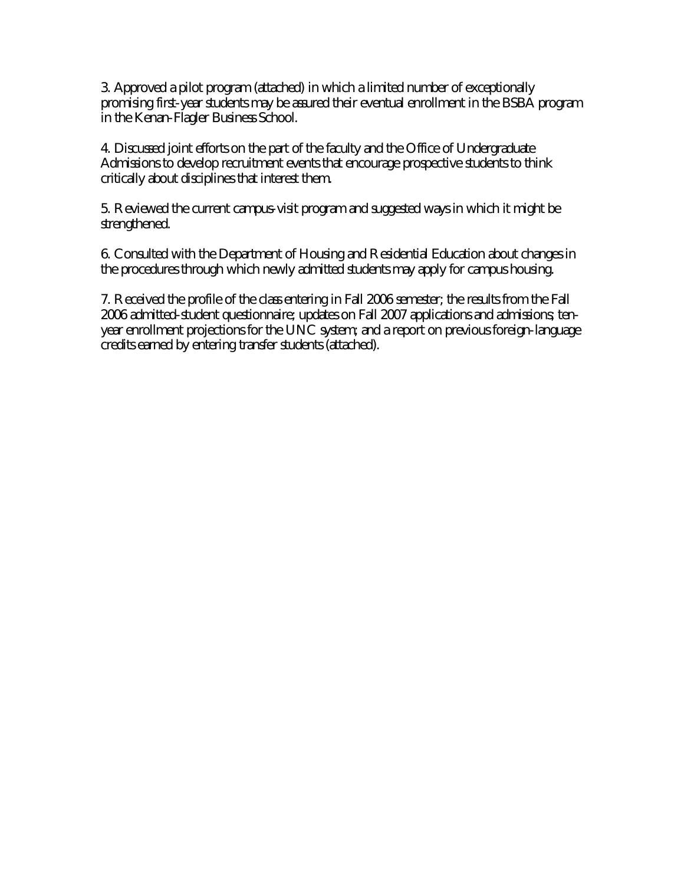3. Approved a pilot program (attached) in which a limited number of exceptionally promising first-year students may be assured their eventual enrollment in the BSBA program in the Kenan-Flagler Business School.

4. Discussed joint efforts on the part of the faculty and the Office of Undergraduate Admissions to develop recruitment events that encourage prospective students to think critically about disciplines that interest them.

5. Reviewed the current campus-visit program and suggested ways in which it might be strengthened.

6. Consulted with the Department of Housing and Residential Education about changes in the procedures through which newly admitted students may apply for campus housing.

7. Received the profile of the class entering in Fall 2006 semester; the results from the Fall 2006 admitted-student questionnaire; updates on Fall 2007 applications and admissions; ten-year enrollment projections for the UNC system; and a report on previous foreign-language credits earned by entering transfer students (attached).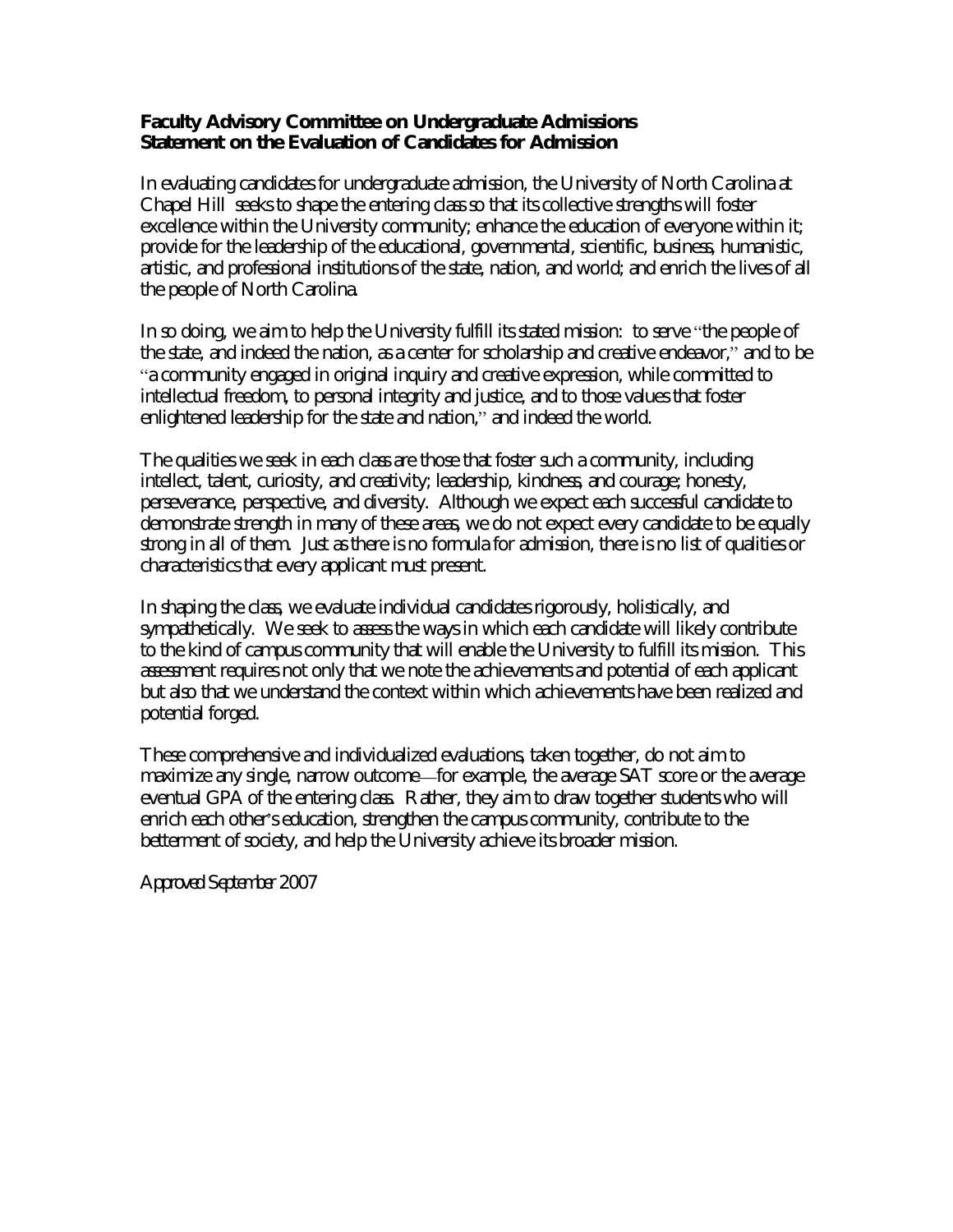**Faculty Advisory Committee on Undergraduate Admissions**
**Statement on the Evaluation of Candidates for Admission**

In evaluating candidates for undergraduate admission, the University of North Carolina at Chapel Hill seeks to shape the entering class so that its collective strengths will foster excellence within the University community; enhance the education of everyone within it; provide for the leadership of the educational, governmental, scientific, business, humanistic, artistic, and professional institutions of the state, nation, and world; and enrich the lives of all the people of North Carolina.

In so doing, we aim to help the University fulfill its stated mission: to serve "the people of the state, and indeed the nation, as a center for scholarship and creative endeavor," and to be "a community engaged in original inquiry and creative expression, while committed to intellectual freedom, to personal integrity and justice, and to those values that foster enlightened leadership for the state and nation," and indeed the world.

The qualities we seek in each class are those that foster such a community, including intellect, talent, curiosity, and creativity; leadership, kindness, and courage; honesty, perseverance, perspective, and diversity. Although we expect each successful candidate to demonstrate strength in many of these areas, we do not expect every candidate to be equally strong in all of them. Just as there is no formula for admission, there is no list of qualities or characteristics that every applicant must present.

In shaping the class, we evaluate individual candidates rigorously, holistically, and sympathetically. We seek to assess the ways in which each candidate will likely contribute to the kind of campus community that will enable the University to fulfill its mission. This assessment requires not only that we note the achievements and potential of each applicant but also that we understand the context within which achievements have been realized and potential forged.

These comprehensive and individualized evaluations, taken together, do not aim to maximize any single, narrow outcome—for example, the average SAT score or the average eventual GPA of the entering class. Rather, they aim to draw together students who will enrich each other's education, strengthen the campus community, contribute to the betterment of society, and help the University achieve its broader mission.

Approved September 2007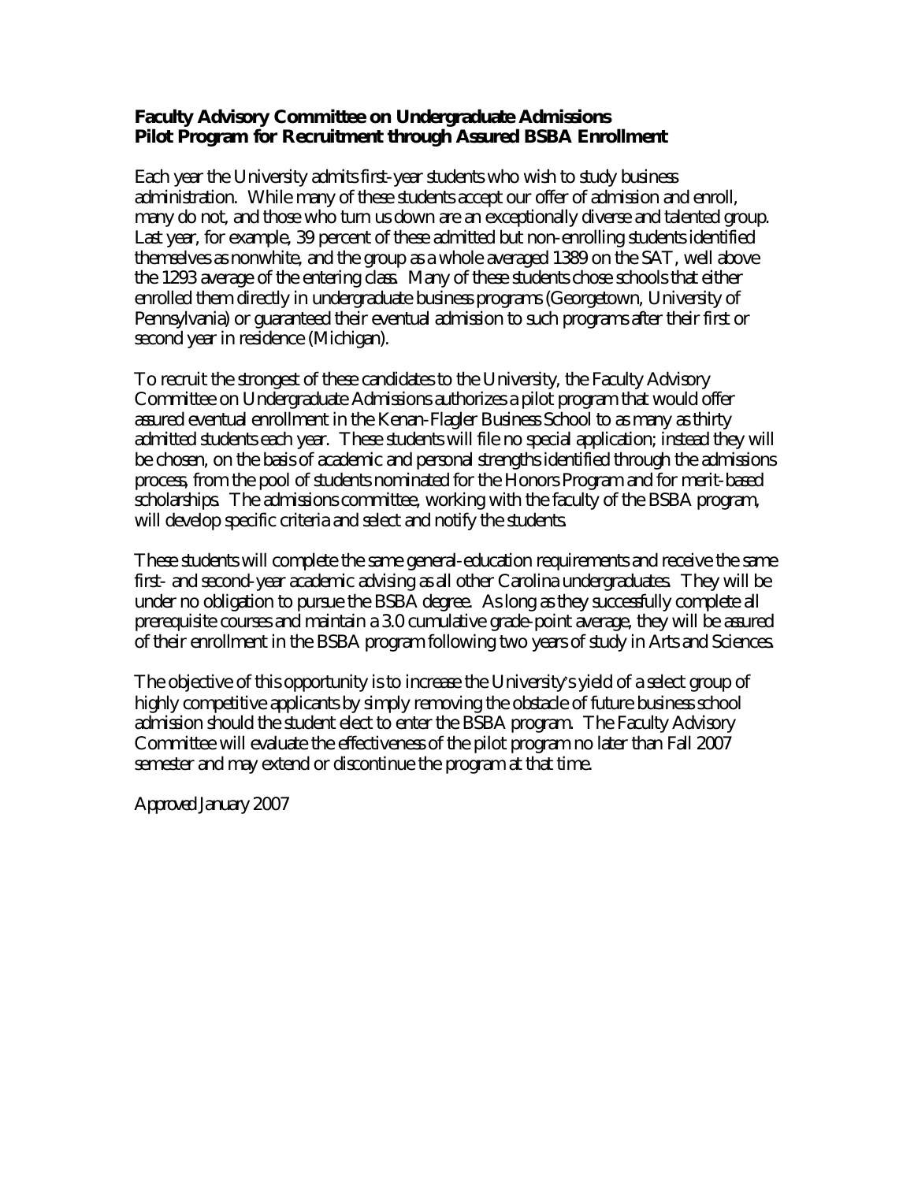**Faculty Advisory Committee on Undergraduate Admissions**
**Pilot Program for Recruitment through Assured BSBA Enrollment**

Each year the University admits first-year students who wish to study business administration. While many of these students accept our offer of admission and enroll, many do not, and those who turn us down are an exceptionally diverse and talented group. Last year, for example, 39 percent of these admitted but non-enrolling students identified themselves as nonwhite, and the group as a whole averaged 1389 on the SAT, well above the 1293 average of the entering class. Many of these students chose schools that either enrolled them directly in undergraduate business programs (Georgetown, University of Pennsylvania) or guaranteed their eventual admission to such programs after their first or second year in residence (Michigan).

To recruit the strongest of these candidates to the University, the Faculty Advisory Committee on Undergraduate Admissions authorizes a pilot program that would offer assured eventual enrollment in the Kenan-Flagler Business School to as many as thirty admitted students each year. These students will file no special application; instead they will be chosen, on the basis of academic and personal strengths identified through the admissions process, from the pool of students nominated for the Honors Program and for merit-based scholarships. The admissions committee, working with the faculty of the BSBA program, will develop specific criteria and select and notify the students.

These students will complete the same general-education requirements and receive the same first- and second-year academic advising as all other Carolina undergraduates. They will be under no obligation to pursue the BSBA degree. As long as they successfully complete all prerequisite courses and maintain a 3.0 cumulative grade-point average, they will be assured of their enrollment in the BSBA program following two years of study in Arts and Sciences.

The objective of this opportunity is to increase the University's yield of a select group of highly competitive applicants by simply removing the obstacle of future business school admission should the student elect to enter the BSBA program. The Faculty Advisory Committee will evaluate the effectiveness of the pilot program no later than Fall 2007 semester and may extend or discontinue the program at that time.

Approved January 2007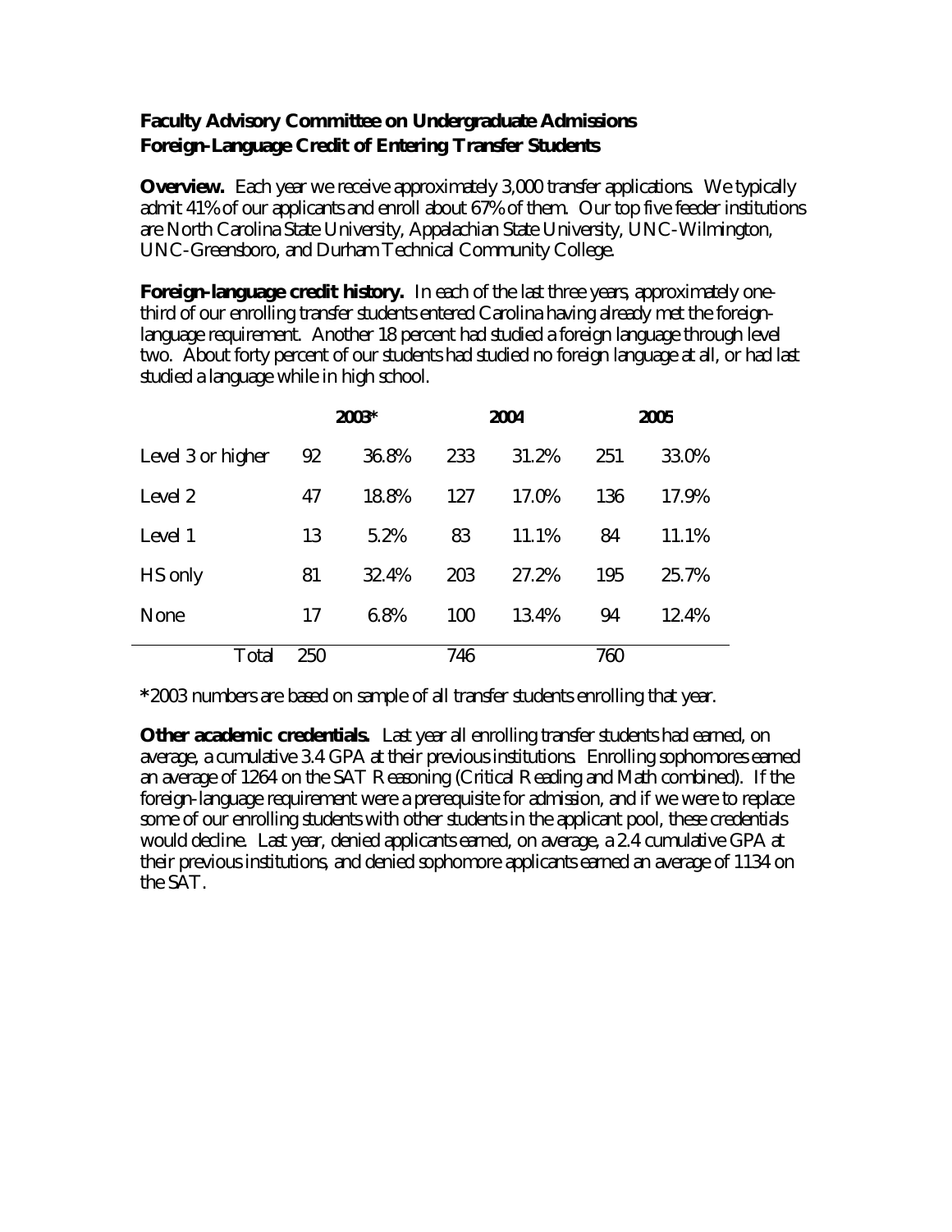**Faculty Advisory Committee on Undergraduate Admissions**
**Foreign-Language Credit of Entering Transfer Students**

**Overview.** Each year we receive approximately 3,000 transfer applications. We typically admit 41% of our applicants and enroll about 67% of them. Our top five feeder institutions are North Carolina State University, Appalachian State University, UNC-Wilmington, UNC-Greensboro, and Durham Technical Community College.

**Foreign-language credit history.** In each of the last three years, approximately one-third of our enrolling transfer students entered Carolina having already met the foreign-language requirement. Another 18 percent had studied a foreign language through level two. About forty percent of our students had studied no foreign language at all, or had last studied a language while in high school.

| | 2003* | | 2004 | | 2005 | |
|---|---|---|---|---|---|---|
| Level 3 or higher | 92 | 36.8% | 233 | 31.2% | 251 | 33.0% |
| Level 2 | 47 | 18.8% | 127 | 17.0% | 136 | 17.9% |
| Level 1 | 13 | 5.2% | 83 | 11.1% | 84 | 11.1% |
| HS only | 81 | 32.4% | 203 | 27.2% | 195 | 25.7% |
| None | 17 | 6.8% | 100 | 13.4% | 94 | 12.4% |
| Total | 250 | | 746 | | 760 | |

*2003 numbers are based on sample of all transfer students enrolling that year.

**Other academic credentials.** Last year all enrolling transfer students had earned, on average, a cumulative 3.4 GPA at their previous institutions. Enrolling sophomores earned an average of 1264 on the SAT Reasoning (Critical Reading and Math combined). If the foreign-language requirement were a prerequisite for admission, and if we were to replace some of our enrolling students with other students in the applicant pool, these credentials would decline. Last year, denied applicants earned, on average, a 2.4 cumulative GPA at their previous institutions, and denied sophomore applicants earned an average of 1134 on the SAT.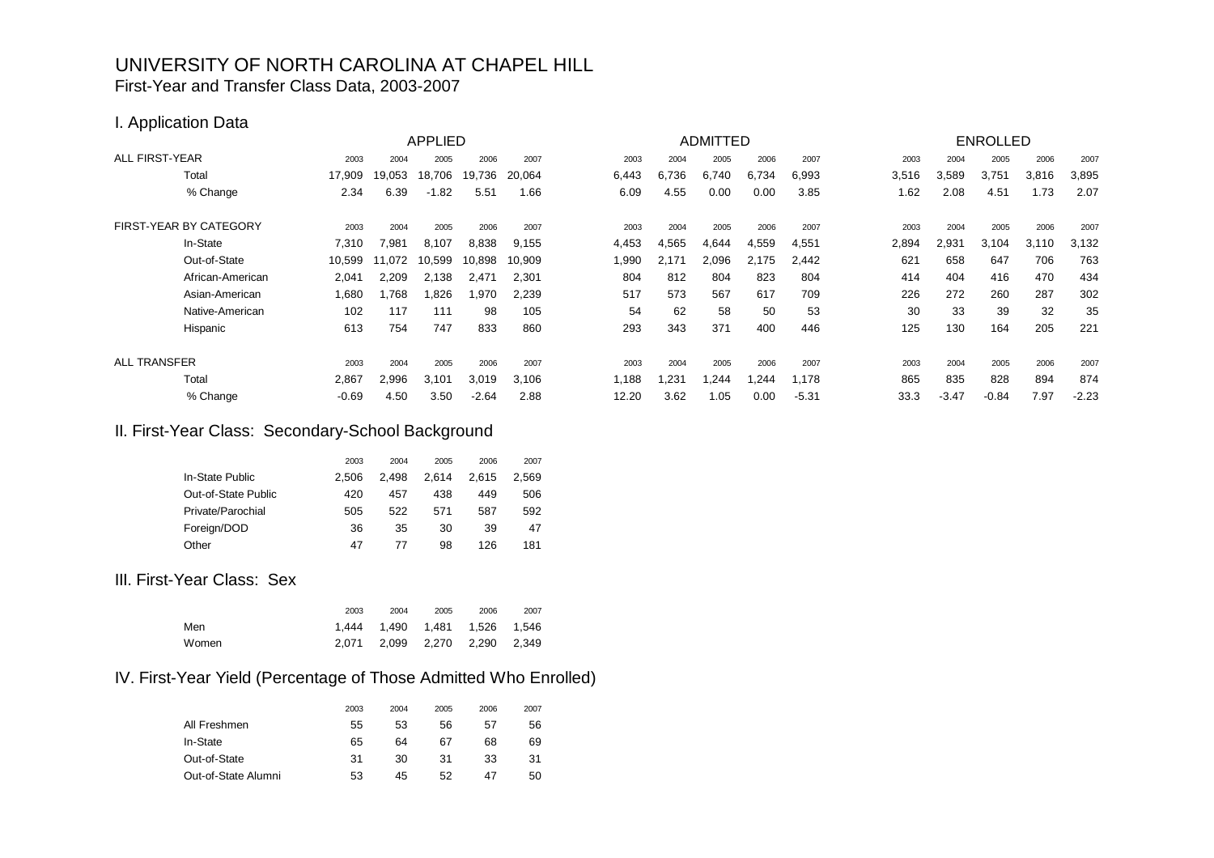# UNIVERSITY OF NORTH CAROLINA AT CHAPEL HILL

First-Year and Transfer Class Data, 2003-2007

## I. Application Data

| | APPLIED | | | | | ADMITTED | | | | | ENROLLED | | | | |
|---|---|---|---|---|---|---|---|---|---|---|---|---|---|---|---|
| ALL FIRST-YEAR | 2003 | 2004 | 2005 | 2006 | 2007 | 2003 | 2004 | 2005 | 2006 | 2007 | 2003 | 2004 | 2005 | 2006 | 2007 |
| Total | 17,909 | 19,053 | 18,706 | 19,736 | 20,064 | 6,443 | 6,736 | 6,740 | 6,734 | 6,993 | 3,516 | 3,589 | 3,751 | 3,816 | 3,895 |
| % Change | 2.34 | 6.39 | -1.82 | 5.51 | 1.66 | 6.09 | 4.55 | 0.00 | 0.00 | 3.85 | 1.62 | 2.08 | 4.51 | 1.73 | 2.07 |
| FIRST-YEAR BY CATEGORY | 2003 | 2004 | 2005 | 2006 | 2007 | 2003 | 2004 | 2005 | 2006 | 2007 | 2003 | 2004 | 2005 | 2006 | 2007 |
| In-State | 7,310 | 7,981 | 8,107 | 8,838 | 9,155 | 4,453 | 4,565 | 4,644 | 4,559 | 4,551 | 2,894 | 2,931 | 3,104 | 3,110 | 3,132 |
| Out-of-State | 10,599 | 11,072 | 10,599 | 10,898 | 10,909 | 1,990 | 2,171 | 2,096 | 2,175 | 2,442 | 621 | 658 | 647 | 706 | 763 |
| African-American | 2,041 | 2,209 | 2,138 | 2,471 | 2,301 | 804 | 812 | 804 | 823 | 804 | 414 | 404 | 416 | 470 | 434 |
| Asian-American | 1,680 | 1,768 | 1,826 | 1,970 | 2,239 | 517 | 573 | 567 | 617 | 709 | 226 | 272 | 260 | 287 | 302 |
| Native-American | 102 | 117 | 111 | 98 | 105 | 54 | 62 | 58 | 50 | 53 | 30 | 33 | 39 | 32 | 35 |
| Hispanic | 613 | 754 | 747 | 833 | 860 | 293 | 343 | 371 | 400 | 446 | 125 | 130 | 164 | 205 | 221 |
| ALL TRANSFER | 2003 | 2004 | 2005 | 2006 | 2007 | 2003 | 2004 | 2005 | 2006 | 2007 | 2003 | 2004 | 2005 | 2006 | 2007 |
| Total | 2,867 | 2,996 | 3,101 | 3,019 | 3,106 | 1,188 | 1,231 | 1,244 | 1,244 | 1,178 | 865 | 835 | 828 | 894 | 874 |
| % Change | -0.69 | 4.50 | 3.50 | -2.64 | 2.88 | 12.20 | 3.62 | 1.05 | 0.00 | -5.31 | 33.3 | -3.47 | -0.84 | 7.97 | -2.23 |

## II. First-Year Class: Secondary-School Background

| | 2003 | 2004 | 2005 | 2006 | 2007 |
|---|---|---|---|---|---|
| In-State Public | 2,506 | 2,498 | 2,614 | 2,615 | 2,569 |
| Out-of-State Public | 420 | 457 | 438 | 449 | 506 |
| Private/Parochial | 505 | 522 | 571 | 587 | 592 |
| Foreign/DOD | 36 | 35 | 30 | 39 | 47 |
| Other | 47 | 77 | 98 | 126 | 181 |

## III. First-Year Class: Sex

| | 2003 | 2004 | 2005 | 2006 | 2007 |
|---|---|---|---|---|---|
| Men | 1,444 | 1,490 | 1,481 | 1,526 | 1,546 |
| Women | 2,071 | 2,099 | 2,270 | 2,290 | 2,349 |

## IV. First-Year Yield (Percentage of Those Admitted Who Enrolled)

| | 2003 | 2004 | 2005 | 2006 | 2007 |
|---|---|---|---|---|---|
| All Freshmen | 55 | 53 | 56 | 57 | 56 |
| In-State | 65 | 64 | 67 | 68 | 69 |
| Out-of-State | 31 | 30 | 31 | 33 | 31 |
| Out-of-State Alumni | 53 | 45 | 52 | 47 | 50 |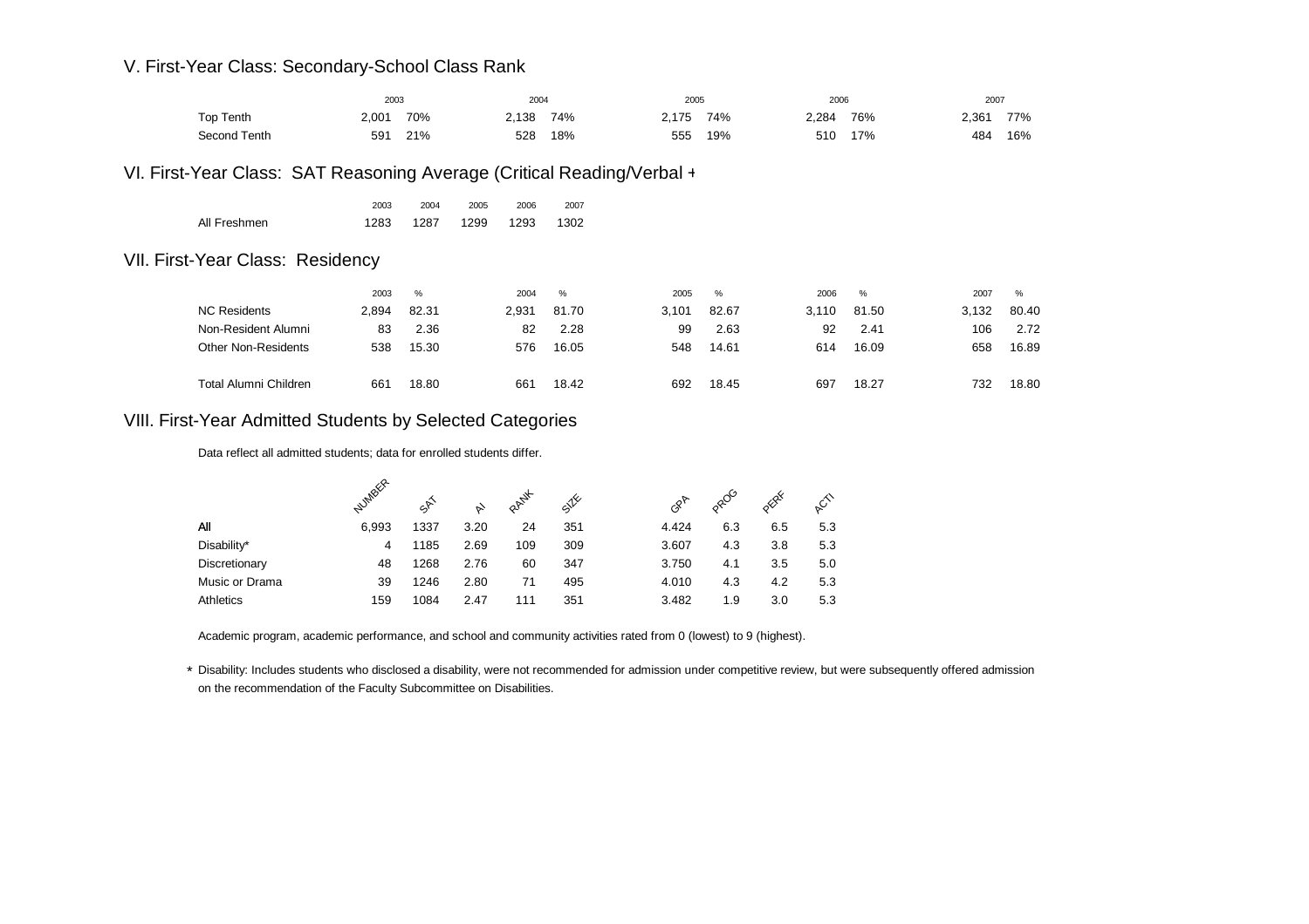## V. First-Year Class: Secondary-School Class Rank

| | 2003 | | 2004 | | 2005 | | 2006 | | 2007 | |
|---|---|---|---|---|---|---|---|---|---|---|
| Top Tenth | 2,001 | 70% | 2,138 | 74% | 2,175 | 74% | 2,284 | 76% | 2,361 | 77% |
| Second Tenth | 591 | 21% | 528 | 18% | 555 | 19% | 510 | 17% | 484 | 16% |

## VI. First-Year Class: SAT Reasoning Average (Critical Reading/Verbal +

| | 2003 | 2004 | 2005 | 2006 | 2007 |
|---|---|---|---|---|---|
| All Freshmen | 1283 | 1287 | 1299 | 1293 | 1302 |

## VII. First-Year Class: Residency

| | 2003 | % | 2004 | % | 2005 | % | 2006 | % | 2007 | % |
|---|---|---|---|---|---|---|---|---|---|---|
| NC Residents | 2,894 | 82.31 | 2,931 | 81.70 | 3,101 | 82.67 | 3,110 | 81.50 | 3,132 | 80.40 |
| Non-Resident Alumni | 83 | 2.36 | 82 | 2.28 | 99 | 2.63 | 92 | 2.41 | 106 | 2.72 |
| Other Non-Residents | 538 | 15.30 | 576 | 16.05 | 548 | 14.61 | 614 | 16.09 | 658 | 16.89 |
| Total Alumni Children | 661 | 18.80 | 661 | 18.42 | 692 | 18.45 | 697 | 18.27 | 732 | 18.80 |

## VIII. First-Year Admitted Students by Selected Categories

Data reflect all admitted students; data for enrolled students differ.

| | NUMBER | SAT | AI | RANK | SIZE | GPA | PROG | PERF | ACTI |
|---|---|---|---|---|---|---|---|---|---|
| All | 6,993 | 1337 | 3.20 | 24 | 351 | 4.424 | 6.3 | 6.5 | 5.3 |
| Disability* | 4 | 1185 | 2.69 | 109 | 309 | 3.607 | 4.3 | 3.8 | 5.3 |
| Discretionary | 48 | 1268 | 2.76 | 60 | 347 | 3.750 | 4.1 | 3.5 | 5.0 |
| Music or Drama | 39 | 1246 | 2.80 | 71 | 495 | 4.010 | 4.3 | 4.2 | 5.3 |
| Athletics | 159 | 1084 | 2.47 | 111 | 351 | 3.482 | 1.9 | 3.0 | 5.3 |

Academic program, academic performance, and school and community activities rated from 0 (lowest) to 9 (highest).

* Disability: Includes students who disclosed a disability, were not recommended for admission under competitive review, but were subsequently offered admission on the recommendation of the Faculty Subcommittee on Disabilities.